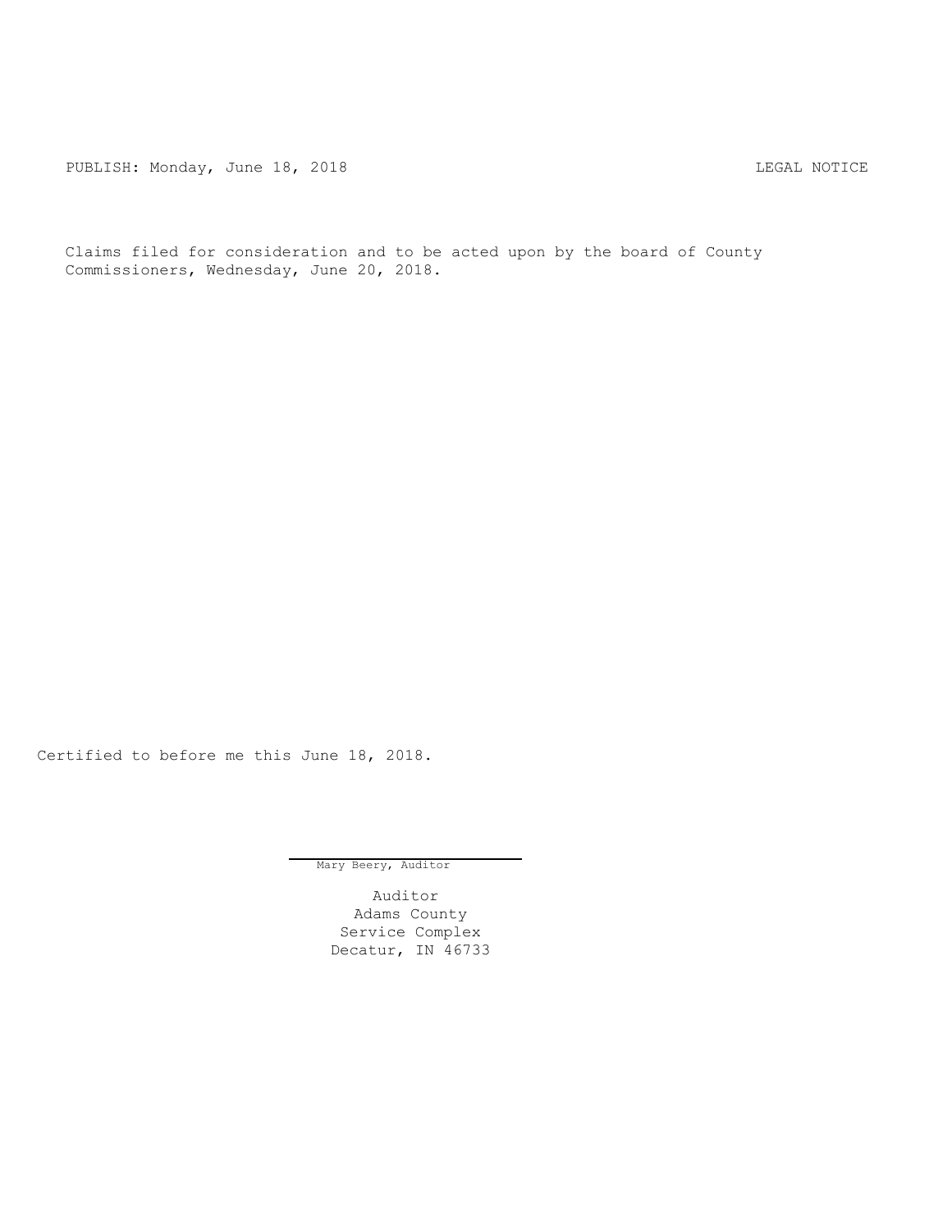PUBLISH: Monday, June 18, 2018 LEGAL NOTICE

Claims filed for consideration and to be acted upon by the board of County Commissioners, Wednesday, June 20, 2018.

Certified to before me this June 18, 2018.

Mary Beery, Auditor

Auditor
Adams County
Service Complex
Decatur, IN 46733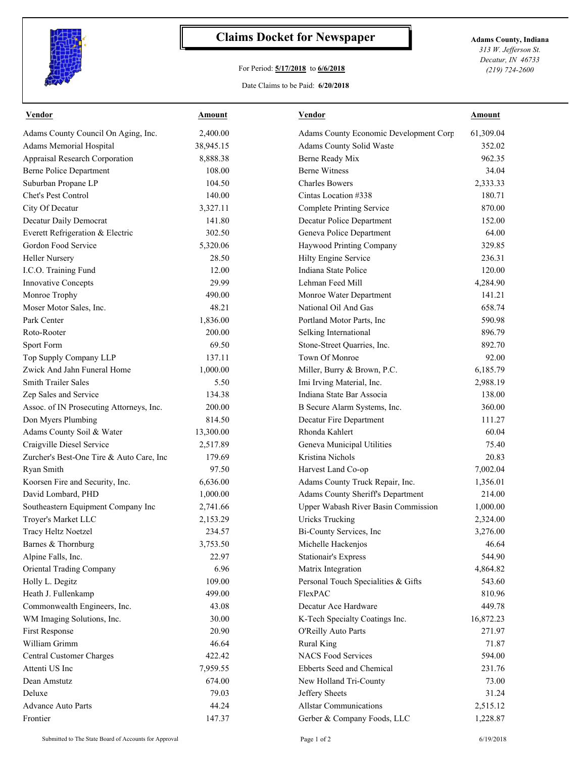# Claims Docket for Newspaper

For Period: **5/17/2018** to **6/6/2018**

Date Claims to be Paid: **6/20/2018**

**Adams County, Indiana**
*313 W. Jefferson St.*
*Decatur, IN 46733*
*(219) 724-2600*

| Vendor | Amount | Vendor | Amount |
|---|---|---|---|
| Adams County Council On Aging, Inc. | 2,400.00 | Adams County Economic Development Corp | 61,309.04 |
| Adams Memorial Hospital | 38,945.15 | Adams County Solid Waste | 352.02 |
| Appraisal Research Corporation | 8,888.38 | Berne Ready Mix | 962.35 |
| Berne Police Department | 108.00 | Berne Witness | 34.04 |
| Suburban Propane LP | 104.50 | Charles Bowers | 2,333.33 |
| Chet's Pest Control | 140.00 | Cintas Location #338 | 180.71 |
| City Of Decatur | 3,327.11 | Complete Printing Service | 870.00 |
| Decatur Daily Democrat | 141.80 | Decatur Police Department | 152.00 |
| Everett Refrigeration & Electric | 302.50 | Geneva Police Department | 64.00 |
| Gordon Food Service | 5,320.06 | Haywood Printing Company | 329.85 |
| Heller Nursery | 28.50 | Hilty Engine Service | 236.31 |
| I.C.O. Training Fund | 12.00 | Indiana State Police | 120.00 |
| Innovative Concepts | 29.99 | Lehman Feed Mill | 4,284.90 |
| Monroe Trophy | 490.00 | Monroe Water Department | 141.21 |
| Moser Motor Sales, Inc. | 48.21 | National Oil And Gas | 658.74 |
| Park Center | 1,836.00 | Portland Motor Parts, Inc | 590.98 |
| Roto-Rooter | 200.00 | Selking International | 896.79 |
| Sport Form | 69.50 | Stone-Street Quarries, Inc. | 892.70 |
| Top Supply Company LLP | 137.11 | Town Of Monroe | 92.00 |
| Zwick And Jahn Funeral Home | 1,000.00 | Miller, Burry & Brown, P.C. | 6,185.79 |
| Smith Trailer Sales | 5.50 | Imi Irving Material, Inc. | 2,988.19 |
| Zep Sales and Service | 134.38 | Indiana State Bar Associa | 138.00 |
| Assoc. of IN Prosecuting Attorneys, Inc. | 200.00 | B Secure Alarm Systems, Inc. | 360.00 |
| Don Myers Plumbing | 814.50 | Decatur Fire Department | 111.27 |
| Adams County Soil & Water | 13,300.00 | Rhonda Kahlert | 60.04 |
| Craigville Diesel Service | 2,517.89 | Geneva Municipal Utilities | 75.40 |
| Zurcher's Best-One Tire & Auto Care, Inc | 179.69 | Kristina Nichols | 20.83 |
| Ryan Smith | 97.50 | Harvest Land Co-op | 7,002.04 |
| Koorsen Fire and Security, Inc. | 6,636.00 | Adams County Truck Repair, Inc. | 1,356.01 |
| David Lombard, PHD | 1,000.00 | Adams County Sheriff's Department | 214.00 |
| Southeastern Equipment Company Inc | 2,741.66 | Upper Wabash River Basin Commission | 1,000.00 |
| Troyer's Market LLC | 2,153.29 | Uricks Trucking | 2,324.00 |
| Tracy Heltz Noetzel | 234.57 | Bi-County Services, Inc | 3,276.00 |
| Barnes & Thornburg | 3,753.50 | Michelle Hackenjos | 46.64 |
| Alpine Falls, Inc. | 22.97 | Stationair's Express | 544.90 |
| Oriental Trading Company | 6.96 | Matrix Integration | 4,864.82 |
| Holly L. Degitz | 109.00 | Personal Touch Specialities & Gifts | 543.60 |
| Heath J. Fullenkamp | 499.00 | FlexPAC | 810.96 |
| Commonwealth Engineers, Inc. | 43.08 | Decatur Ace Hardware | 449.78 |
| WM Imaging Solutions, Inc. | 30.00 | K-Tech Specialty Coatings Inc. | 16,872.23 |
| First Response | 20.90 | O'Reilly Auto Parts | 271.97 |
| William Grimm | 46.64 | Rural King | 71.87 |
| Central Customer Charges | 422.42 | NACS Food Services | 594.00 |
| Attenti US Inc | 7,959.55 | Ebberts Seed and Chemical | 231.76 |
| Dean Amstutz | 674.00 | New Holland Tri-County | 73.00 |
| Deluxe | 79.03 | Jeffery Sheets | 31.24 |
| Advance Auto Parts | 44.24 | Allstar Communications | 2,515.12 |
| Frontier | 147.37 | Gerber & Company Foods, LLC | 1,228.87 |

Submitted to The State Board of Accounts for Approval

6/19/2018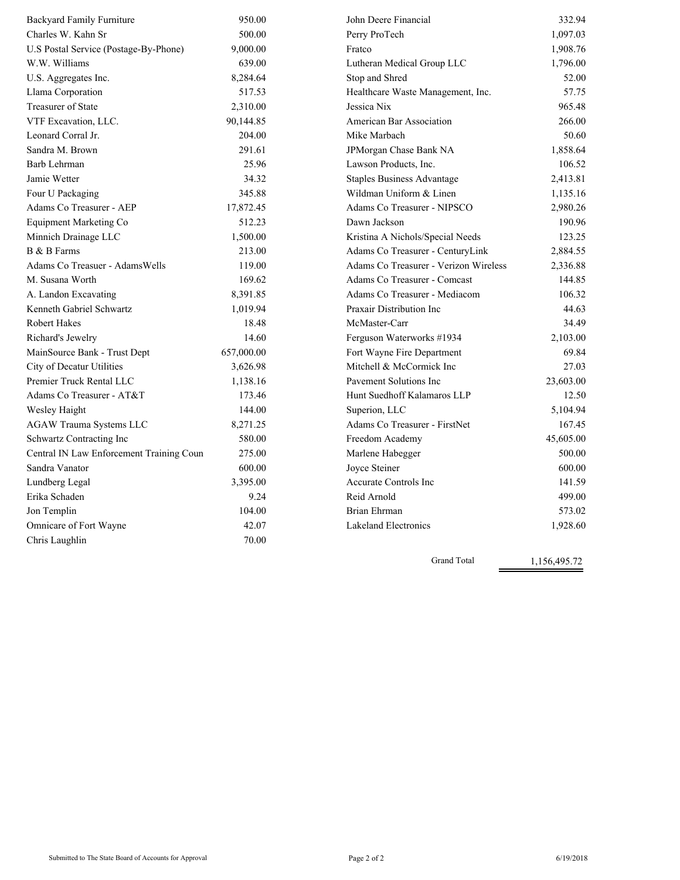| | |
|---|---|
| Backyard Family Furniture | 950.00 |
| Charles W. Kahn Sr | 500.00 |
| U.S Postal Service (Postage-By-Phone) | 9,000.00 |
| W.W. Williams | 639.00 |
| U.S. Aggregates Inc. | 8,284.64 |
| Llama Corporation | 517.53 |
| Treasurer of State | 2,310.00 |
| VTF Excavation, LLC. | 90,144.85 |
| Leonard Corral Jr. | 204.00 |
| Sandra M. Brown | 291.61 |
| Barb Lehrman | 25.96 |
| Jamie Wetter | 34.32 |
| Four U Packaging | 345.88 |
| Adams Co Treasurer - AEP | 17,872.45 |
| Equipment Marketing Co | 512.23 |
| Minnich Drainage LLC | 1,500.00 |
| B & B Farms | 213.00 |
| Adams Co Treasuer - AdamsWells | 119.00 |
| M. Susana Worth | 169.62 |
| A. Landon Excavating | 8,391.85 |
| Kenneth Gabriel Schwartz | 1,019.94 |
| Robert Hakes | 18.48 |
| Richard's Jewelry | 14.60 |
| MainSource Bank - Trust Dept | 657,000.00 |
| City of Decatur Utilities | 3,626.98 |
| Premier Truck Rental LLC | 1,138.16 |
| Adams Co Treasurer - AT&T | 173.46 |
| Wesley Haight | 144.00 |
| AGAW Trauma Systems LLC | 8,271.25 |
| Schwartz Contracting Inc | 580.00 |
| Central IN Law Enforcement Training Coun | 275.00 |
| Sandra Vanator | 600.00 |
| Lundberg Legal | 3,395.00 |
| Erika Schaden | 9.24 |
| Jon Templin | 104.00 |
| Omnicare of Fort Wayne | 42.07 |
| Chris Laughlin | 70.00 |
| John Deere Financial | 332.94 |
| Perry ProTech | 1,097.03 |
| Fratco | 1,908.76 |
| Lutheran Medical Group LLC | 1,796.00 |
| Stop and Shred | 52.00 |
| Healthcare Waste Management, Inc. | 57.75 |
| Jessica Nix | 965.48 |
| American Bar Association | 266.00 |
| Mike Marbach | 50.60 |
| JPMorgan Chase Bank NA | 1,858.64 |
| Lawson Products, Inc. | 106.52 |
| Staples Business Advantage | 2,413.81 |
| Wildman Uniform & Linen | 1,135.16 |
| Adams Co Treasurer - NIPSCO | 2,980.26 |
| Dawn Jackson | 190.96 |
| Kristina A Nichols/Special Needs | 123.25 |
| Adams Co Treasurer - CenturyLink | 2,884.55 |
| Adams Co Treasurer - Verizon Wireless | 2,336.88 |
| Adams Co Treasurer - Comcast | 144.85 |
| Adams Co Treasurer - Mediacom | 106.32 |
| Praxair Distribution Inc | 44.63 |
| McMaster-Carr | 34.49 |
| Ferguson Waterworks #1934 | 2,103.00 |
| Fort Wayne Fire Department | 69.84 |
| Mitchell & McCormick Inc | 27.03 |
| Pavement Solutions Inc | 23,603.00 |
| Hunt Suedhoff Kalamaros LLP | 12.50 |
| Superion, LLC | 5,104.94 |
| Adams Co Treasurer - FirstNet | 167.45 |
| Freedom Academy | 45,605.00 |
| Marlene Habegger | 500.00 |
| Joyce Steiner | 600.00 |
| Accurate Controls Inc | 141.59 |
| Reid Arnold | 499.00 |
| Brian Ehrman | 573.02 |
| Lakeland Electronics | 1,928.60 |
| Grand Total | 1,156,495.72 |

Submitted to The State Board of Accounts for Approval

6/19/2018